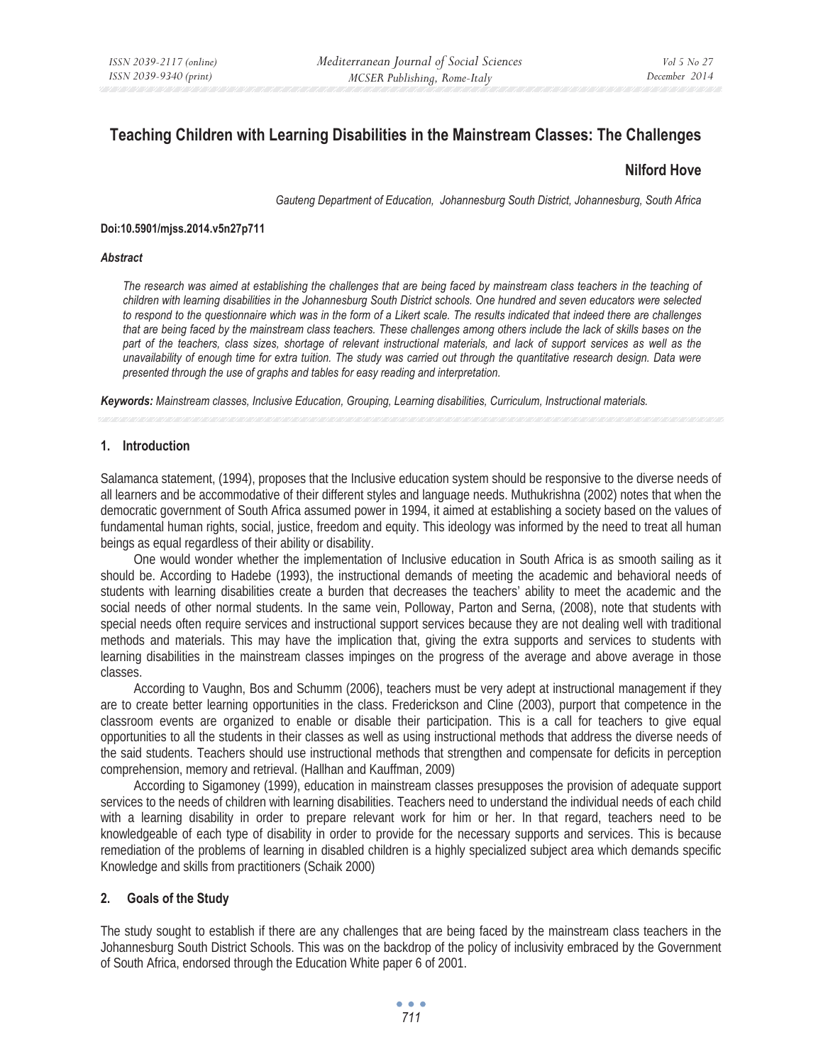# Teaching Children with Learning Disabilities in the Mainstream Classes: The Challenges

**Nilford Hove**

*Gauteng Department of Education, Johannesburg South District, Johannesburg, South Africa*

**Doi:10.5901/mjss.2014.v5n27p711**

***Abstract***

*The research was aimed at establishing the challenges that are being faced by mainstream class teachers in the teaching of children with learning disabilities in the Johannesburg South District schools. One hundred and seven educators were selected to respond to the questionnaire which was in the form of a Likert scale. The results indicated that indeed there are challenges that are being faced by the mainstream class teachers. These challenges among others include the lack of skills bases on the part of the teachers, class sizes, shortage of relevant instructional materials, and lack of support services as well as the unavailability of enough time for extra tuition. The study was carried out through the quantitative research design. Data were presented through the use of graphs and tables for easy reading and interpretation.*

***Keywords:*** *Mainstream classes, Inclusive Education, Grouping, Learning disabilities, Curriculum, Instructional materials.*

## 1. Introduction

Salamanca statement, (1994), proposes that the Inclusive education system should be responsive to the diverse needs of all learners and be accommodative of their different styles and language needs. Muthukrishna (2002) notes that when the democratic government of South Africa assumed power in 1994, it aimed at establishing a society based on the values of fundamental human rights, social, justice, freedom and equity. This ideology was informed by the need to treat all human beings as equal regardless of their ability or disability.

One would wonder whether the implementation of Inclusive education in South Africa is as smooth sailing as it should be. According to Hadebe (1993), the instructional demands of meeting the academic and behavioral needs of students with learning disabilities create a burden that decreases the teachers' ability to meet the academic and the social needs of other normal students. In the same vein, Polloway, Parton and Serna, (2008), note that students with special needs often require services and instructional support services because they are not dealing well with traditional methods and materials. This may have the implication that, giving the extra supports and services to students with learning disabilities in the mainstream classes impinges on the progress of the average and above average in those classes.

According to Vaughn, Bos and Schumm (2006), teachers must be very adept at instructional management if they are to create better learning opportunities in the class. Frederickson and Cline (2003), purport that competence in the classroom events are organized to enable or disable their participation. This is a call for teachers to give equal opportunities to all the students in their classes as well as using instructional methods that address the diverse needs of the said students. Teachers should use instructional methods that strengthen and compensate for deficits in perception comprehension, memory and retrieval. (Hallhan and Kauffman, 2009)

According to Sigamoney (1999), education in mainstream classes presupposes the provision of adequate support services to the needs of children with learning disabilities. Teachers need to understand the individual needs of each child with a learning disability in order to prepare relevant work for him or her. In that regard, teachers need to be knowledgeable of each type of disability in order to provide for the necessary supports and services. This is because remediation of the problems of learning in disabled children is a highly specialized subject area which demands specific Knowledge and skills from practitioners (Schaik 2000)

## 2. Goals of the Study

The study sought to establish if there are any challenges that are being faced by the mainstream class teachers in the Johannesburg South District Schools. This was on the backdrop of the policy of inclusivity embraced by the Government of South Africa, endorsed through the Education White paper 6 of 2001.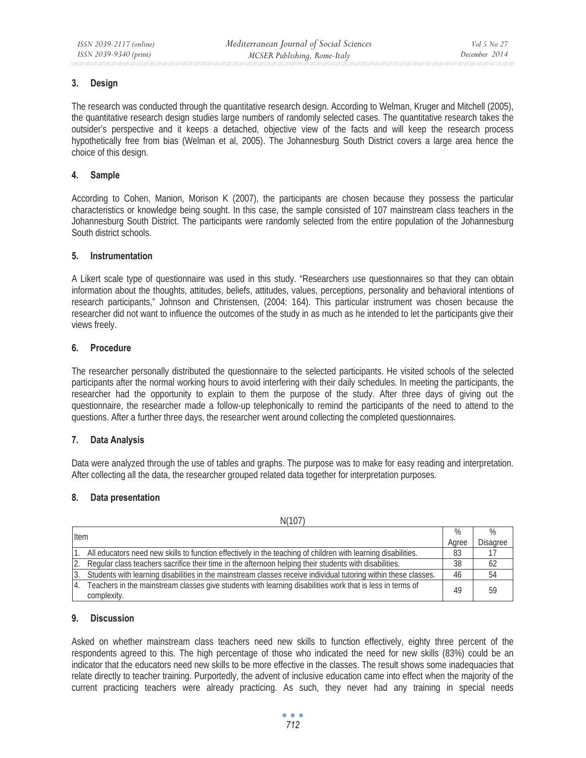## 3. Design

The research was conducted through the quantitative research design. According to Welman, Kruger and Mitchell (2005), the quantitative research design studies large numbers of randomly selected cases. The quantitative research takes the outsider's perspective and it keeps a detached, objective view of the facts and will keep the research process hypothetically free from bias (Welman et al, 2005). The Johannesburg South District covers a large area hence the choice of this design.

## 4. Sample

According to Cohen, Manion, Morison K (2007), the participants are chosen because they possess the particular characteristics or knowledge being sought. In this case, the sample consisted of 107 mainstream class teachers in the Johannesburg South District. The participants were randomly selected from the entire population of the Johannesburg South district schools.

## 5. Instrumentation

A Likert scale type of questionnaire was used in this study. "Researchers use questionnaires so that they can obtain information about the thoughts, attitudes, beliefs, attitudes, values, perceptions, personality and behavioral intentions of research participants," Johnson and Christensen, (2004: 164). This particular instrument was chosen because the researcher did not want to influence the outcomes of the study in as much as he intended to let the participants give their views freely.

## 6. Procedure

The researcher personally distributed the questionnaire to the selected participants. He visited schools of the selected participants after the normal working hours to avoid interfering with their daily schedules. In meeting the participants, the researcher had the opportunity to explain to them the purpose of the study. After three days of giving out the questionnaire, the researcher made a follow-up telephonically to remind the participants of the need to attend to the questions. After a further three days, the researcher went around collecting the completed questionnaires.

## 7. Data Analysis

Data were analyzed through the use of tables and graphs. The purpose was to make for easy reading and interpretation. After collecting all the data, the researcher grouped related data together for interpretation purposes.

## 8. Data presentation

N(107)

| Item | % Agree | % Disagree |
|---|---|---|
| 1. All educators need new skills to function effectively in the teaching of children with learning disabilities. | 83 | 17 |
| 2. Regular class teachers sacrifice their time in the afternoon helping their students with disabilities. | 38 | 62 |
| 3. Students with learning disabilities in the mainstream classes receive individual tutoring within these classes. | 46 | 54 |
| 4. Teachers in the mainstream classes give students with learning disabilities work that is less in terms of complexity. | 49 | 59 |

## 9. Discussion

Asked on whether mainstream class teachers need new skills to function effectively, eighty three percent of the respondents agreed to this. The high percentage of those who indicated the need for new skills (83%) could be an indicator that the educators need new skills to be more effective in the classes. The result shows some inadequacies that relate directly to teacher training. Purportedly, the advent of inclusive education came into effect when the majority of the current practicing teachers were already practicing. As such, they never had any training in special needs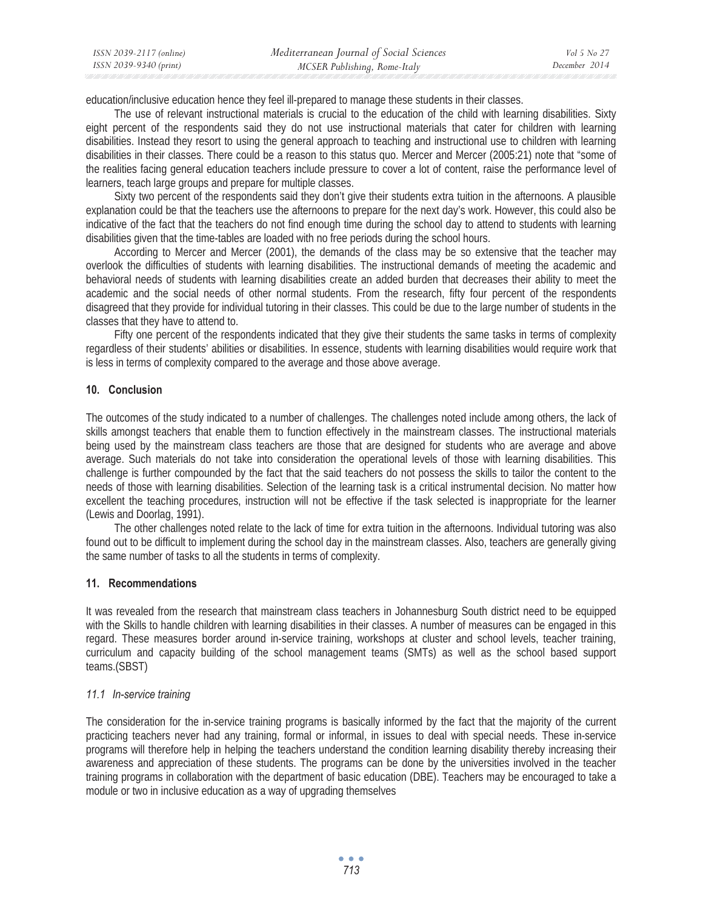education/inclusive education hence they feel ill-prepared to manage these students in their classes.

The use of relevant instructional materials is crucial to the education of the child with learning disabilities. Sixty eight percent of the respondents said they do not use instructional materials that cater for children with learning disabilities. Instead they resort to using the general approach to teaching and instructional use to children with learning disabilities in their classes. There could be a reason to this status quo. Mercer and Mercer (2005:21) note that "some of the realities facing general education teachers include pressure to cover a lot of content, raise the performance level of learners, teach large groups and prepare for multiple classes.

Sixty two percent of the respondents said they don't give their students extra tuition in the afternoons. A plausible explanation could be that the teachers use the afternoons to prepare for the next day's work. However, this could also be indicative of the fact that the teachers do not find enough time during the school day to attend to students with learning disabilities given that the time-tables are loaded with no free periods during the school hours.

According to Mercer and Mercer (2001), the demands of the class may be so extensive that the teacher may overlook the difficulties of students with learning disabilities. The instructional demands of meeting the academic and behavioral needs of students with learning disabilities create an added burden that decreases their ability to meet the academic and the social needs of other normal students. From the research, fifty four percent of the respondents disagreed that they provide for individual tutoring in their classes. This could be due to the large number of students in the classes that they have to attend to.

Fifty one percent of the respondents indicated that they give their students the same tasks in terms of complexity regardless of their students' abilities or disabilities. In essence, students with learning disabilities would require work that is less in terms of complexity compared to the average and those above average.

## 10. Conclusion

The outcomes of the study indicated to a number of challenges. The challenges noted include among others, the lack of skills amongst teachers that enable them to function effectively in the mainstream classes. The instructional materials being used by the mainstream class teachers are those that are designed for students who are average and above average. Such materials do not take into consideration the operational levels of those with learning disabilities. This challenge is further compounded by the fact that the said teachers do not possess the skills to tailor the content to the needs of those with learning disabilities. Selection of the learning task is a critical instrumental decision. No matter how excellent the teaching procedures, instruction will not be effective if the task selected is inappropriate for the learner (Lewis and Doorlag, 1991).

The other challenges noted relate to the lack of time for extra tuition in the afternoons. Individual tutoring was also found out to be difficult to implement during the school day in the mainstream classes. Also, teachers are generally giving the same number of tasks to all the students in terms of complexity.

## 11. Recommendations

It was revealed from the research that mainstream class teachers in Johannesburg South district need to be equipped with the Skills to handle children with learning disabilities in their classes. A number of measures can be engaged in this regard. These measures border around in-service training, workshops at cluster and school levels, teacher training, curriculum and capacity building of the school management teams (SMTs) as well as the school based support teams.(SBST)

### *11.1 In-service training*

The consideration for the in-service training programs is basically informed by the fact that the majority of the current practicing teachers never had any training, formal or informal, in issues to deal with special needs. These in-service programs will therefore help in helping the teachers understand the condition learning disability thereby increasing their awareness and appreciation of these students. The programs can be done by the universities involved in the teacher training programs in collaboration with the department of basic education (DBE). Teachers may be encouraged to take a module or two in inclusive education as a way of upgrading themselves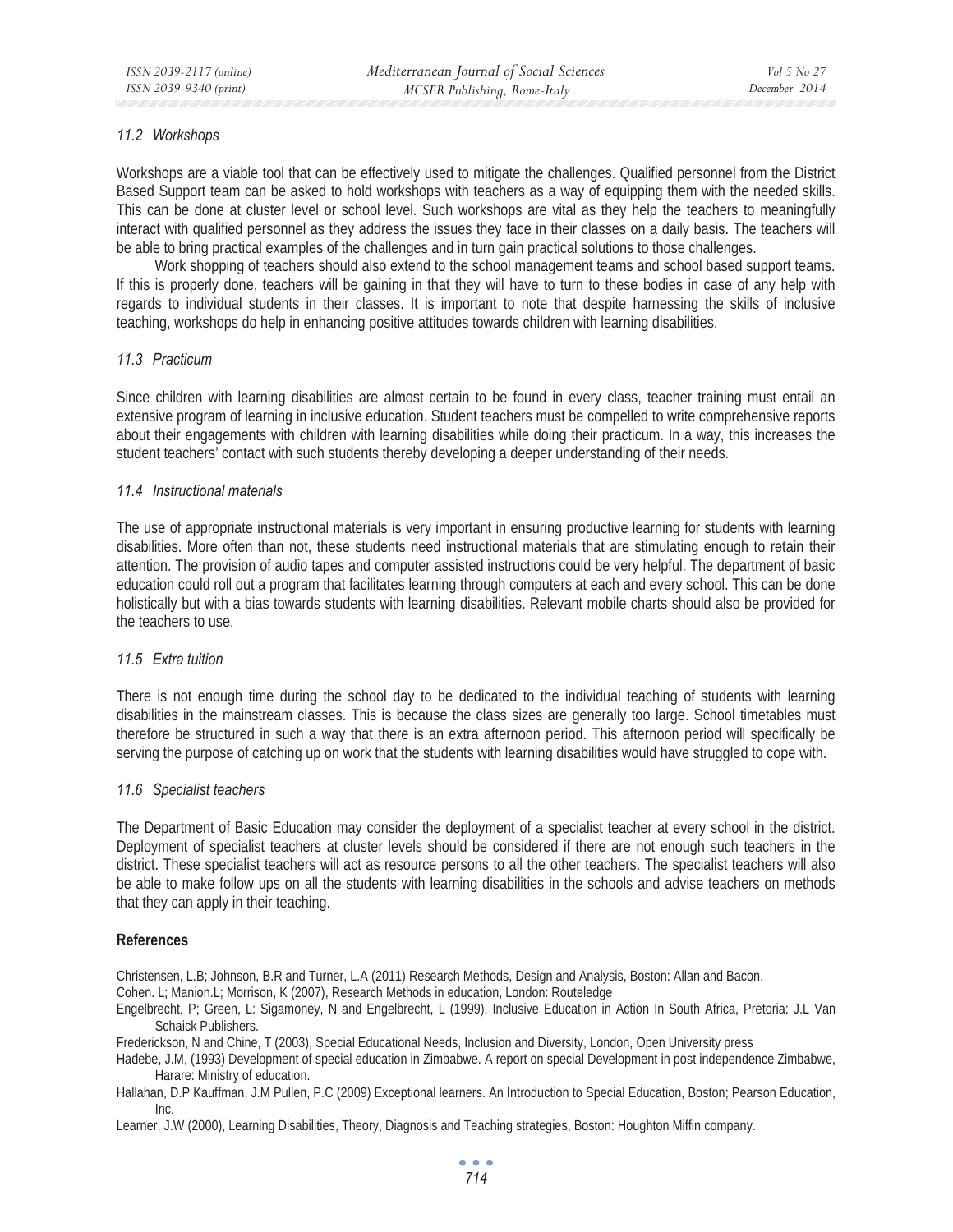### 11.2 Workshops

Workshops are a viable tool that can be effectively used to mitigate the challenges. Qualified personnel from the District Based Support team can be asked to hold workshops with teachers as a way of equipping them with the needed skills. This can be done at cluster level or school level. Such workshops are vital as they help the teachers to meaningfully interact with qualified personnel as they address the issues they face in their classes on a daily basis. The teachers will be able to bring practical examples of the challenges and in turn gain practical solutions to those challenges.

Work shopping of teachers should also extend to the school management teams and school based support teams. If this is properly done, teachers will be gaining in that they will have to turn to these bodies in case of any help with regards to individual students in their classes. It is important to note that despite harnessing the skills of inclusive teaching, workshops do help in enhancing positive attitudes towards children with learning disabilities.

### 11.3 Practicum

Since children with learning disabilities are almost certain to be found in every class, teacher training must entail an extensive program of learning in inclusive education. Student teachers must be compelled to write comprehensive reports about their engagements with children with learning disabilities while doing their practicum. In a way, this increases the student teachers' contact with such students thereby developing a deeper understanding of their needs.

### 11.4 Instructional materials

The use of appropriate instructional materials is very important in ensuring productive learning for students with learning disabilities. More often than not, these students need instructional materials that are stimulating enough to retain their attention. The provision of audio tapes and computer assisted instructions could be very helpful. The department of basic education could roll out a program that facilitates learning through computers at each and every school. This can be done holistically but with a bias towards students with learning disabilities. Relevant mobile charts should also be provided for the teachers to use.

### 11.5 Extra tuition

There is not enough time during the school day to be dedicated to the individual teaching of students with learning disabilities in the mainstream classes. This is because the class sizes are generally too large. School timetables must therefore be structured in such a way that there is an extra afternoon period. This afternoon period will specifically be serving the purpose of catching up on work that the students with learning disabilities would have struggled to cope with.

### 11.6 Specialist teachers

The Department of Basic Education may consider the deployment of a specialist teacher at every school in the district. Deployment of specialist teachers at cluster levels should be considered if there are not enough such teachers in the district. These specialist teachers will act as resource persons to all the other teachers. The specialist teachers will also be able to make follow ups on all the students with learning disabilities in the schools and advise teachers on methods that they can apply in their teaching.

## References

Christensen, L.B; Johnson, B.R and Turner, L.A (2011) Research Methods, Design and Analysis, Boston: Allan and Bacon.

Cohen. L; Manion.L; Morrison, K (2007), Research Methods in education, London: Routeledge

Engelbrecht, P; Green, L: Sigamoney, N and Engelbrecht, L (1999), Inclusive Education in Action In South Africa, Pretoria: J.L Van Schaick Publishers.

Frederickson, N and Chine, T (2003), Special Educational Needs, Inclusion and Diversity, London, Open University press

Hadebe, J.M, (1993) Development of special education in Zimbabwe. A report on special Development in post independence Zimbabwe, Harare: Ministry of education.

Hallahan, D.P Kauffman, J.M Pullen, P.C (2009) Exceptional learners. An Introduction to Special Education, Boston; Pearson Education, Inc.

Learner, J.W (2000), Learning Disabilities, Theory, Diagnosis and Teaching strategies, Boston: Houghton Miffin company.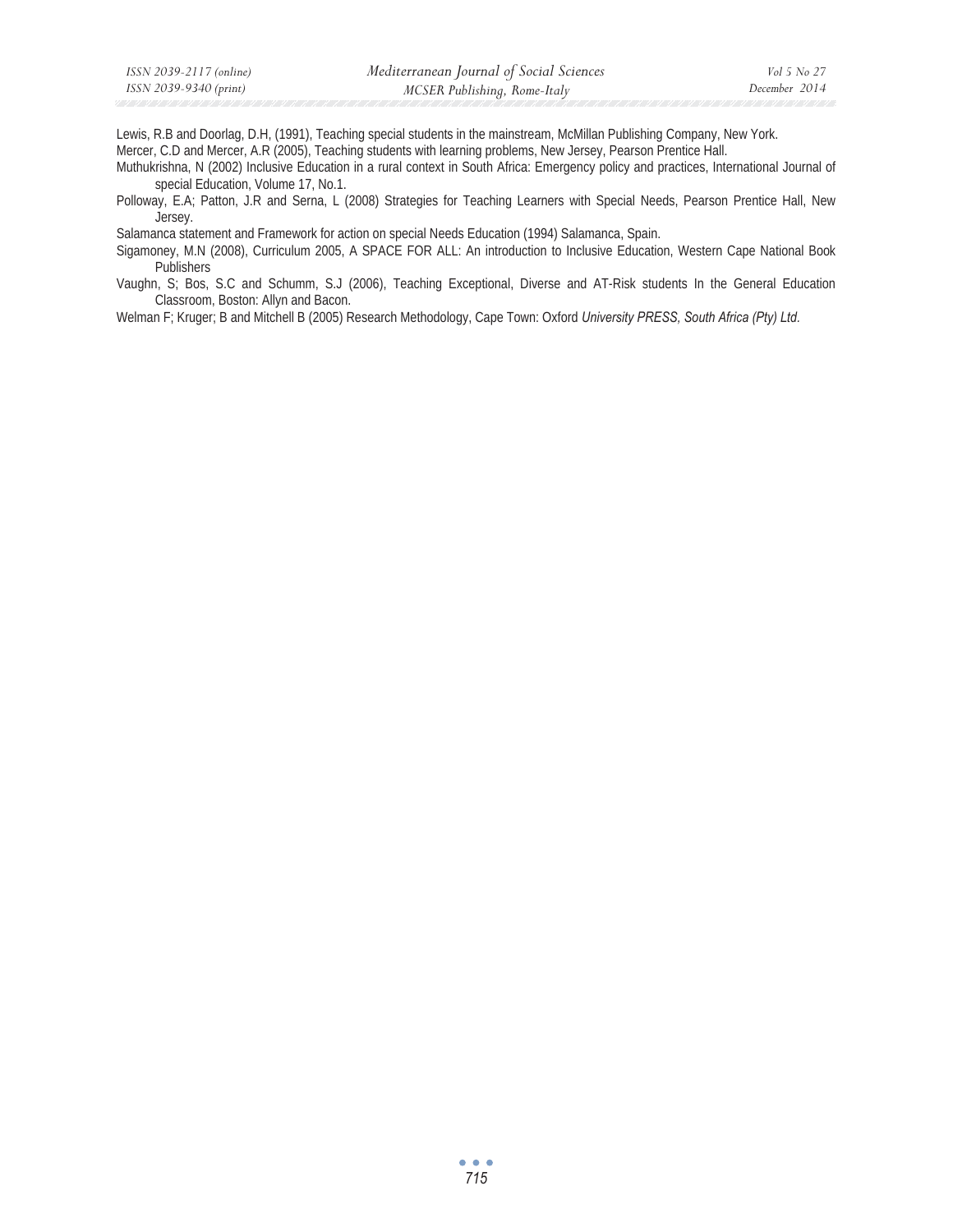Lewis, R.B and Doorlag, D.H, (1991), Teaching special students in the mainstream, McMillan Publishing Company, New York.

Mercer, C.D and Mercer, A.R (2005), Teaching students with learning problems, New Jersey, Pearson Prentice Hall.

Muthukrishna, N (2002) Inclusive Education in a rural context in South Africa: Emergency policy and practices, International Journal of special Education, Volume 17, No.1.

Polloway, E.A; Patton, J.R and Serna, L (2008) Strategies for Teaching Learners with Special Needs, Pearson Prentice Hall, New Jersey.

Salamanca statement and Framework for action on special Needs Education (1994) Salamanca, Spain.

Sigamoney, M.N (2008), Curriculum 2005, A SPACE FOR ALL: An introduction to Inclusive Education, Western Cape National Book Publishers

Vaughn, S; Bos, S.C and Schumm, S.J (2006), Teaching Exceptional, Diverse and AT-Risk students In the General Education Classroom, Boston: Allyn and Bacon.

Welman F; Kruger; B and Mitchell B (2005) Research Methodology, Cape Town: Oxford *University PRESS, South Africa (Pty) Ltd.*